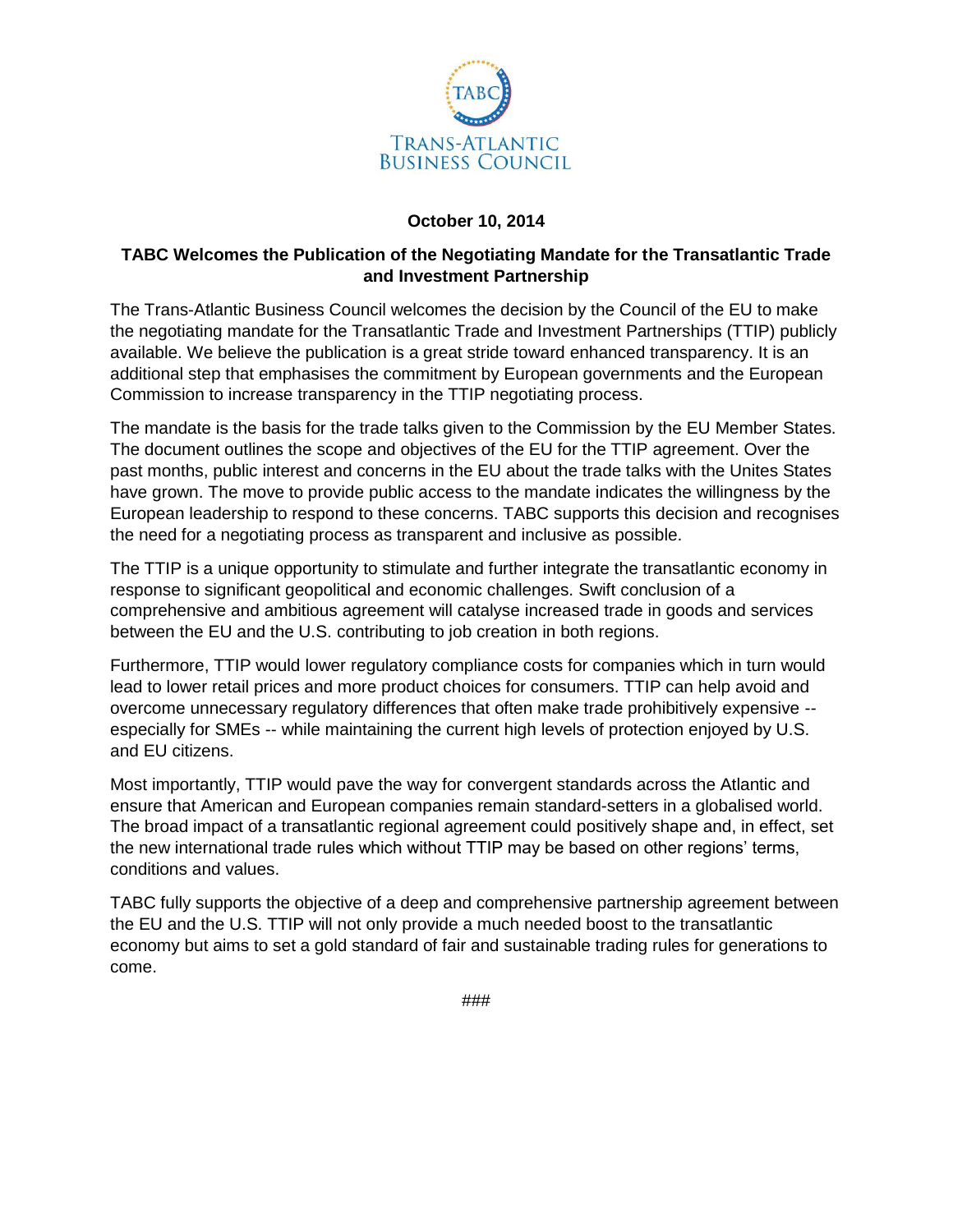TABC

TRANS-ATLANTIC BUSINESS COUNCIL

**October 10, 2014**

**TABC Welcomes the Publication of the Negotiating Mandate for the Transatlantic Trade and Investment Partnership**

The Trans-Atlantic Business Council welcomes the decision by the Council of the EU to make the negotiating mandate for the Transatlantic Trade and Investment Partnerships (TTIP) publicly available. We believe the publication is a great stride toward enhanced transparency. It is an additional step that emphasises the commitment by European governments and the European Commission to increase transparency in the TTIP negotiating process.

The mandate is the basis for the trade talks given to the Commission by the EU Member States. The document outlines the scope and objectives of the EU for the TTIP agreement. Over the past months, public interest and concerns in the EU about the trade talks with the Unites States have grown. The move to provide public access to the mandate indicates the willingness by the European leadership to respond to these concerns. TABC supports this decision and recognises the need for a negotiating process as transparent and inclusive as possible.

The TTIP is a unique opportunity to stimulate and further integrate the transatlantic economy in response to significant geopolitical and economic challenges. Swift conclusion of a comprehensive and ambitious agreement will catalyse increased trade in goods and services between the EU and the U.S. contributing to job creation in both regions.

Furthermore, TTIP would lower regulatory compliance costs for companies which in turn would lead to lower retail prices and more product choices for consumers. TTIP can help avoid and overcome unnecessary regulatory differences that often make trade prohibitively expensive -- especially for SMEs -- while maintaining the current high levels of protection enjoyed by U.S. and EU citizens.

Most importantly, TTIP would pave the way for convergent standards across the Atlantic and ensure that American and European companies remain standard-setters in a globalised world. The broad impact of a transatlantic regional agreement could positively shape and, in effect, set the new international trade rules which without TTIP may be based on other regions' terms, conditions and values.

TABC fully supports the objective of a deep and comprehensive partnership agreement between the EU and the U.S. TTIP will not only provide a much needed boost to the transatlantic economy but aims to set a gold standard of fair and sustainable trading rules for generations to come.

###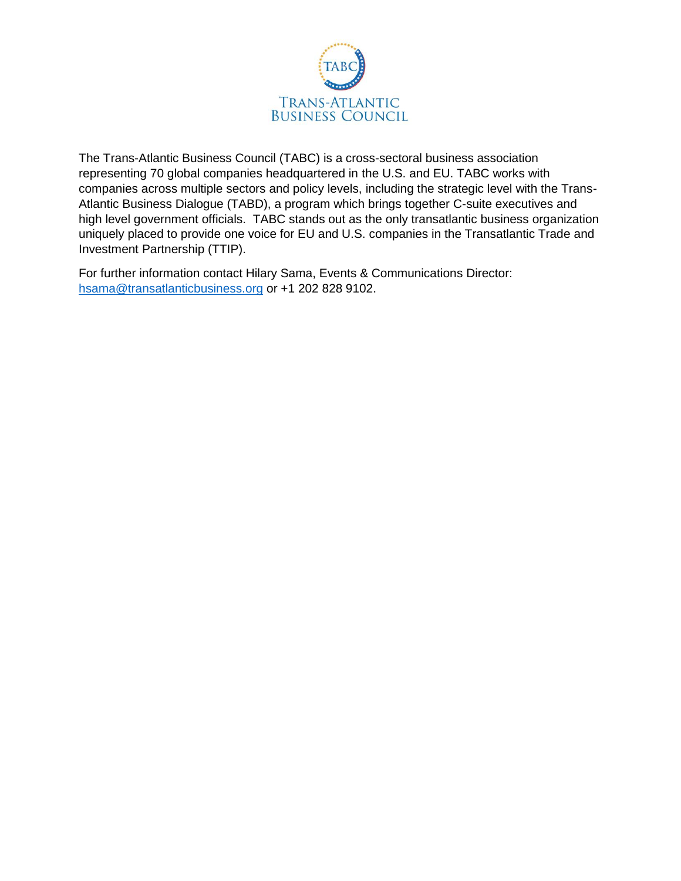The Trans-Atlantic Business Council (TABC) is a cross-sectoral business association representing 70 global companies headquartered in the U.S. and EU. TABC works with companies across multiple sectors and policy levels, including the strategic level with the Trans-Atlantic Business Dialogue (TABD), a program which brings together C-suite executives and high level government officials. TABC stands out as the only transatlantic business organization uniquely placed to provide one voice for EU and U.S. companies in the Transatlantic Trade and Investment Partnership (TTIP).

For further information contact Hilary Sama, Events & Communications Director: hsama@transatlanticbusiness.org or +1 202 828 9102.